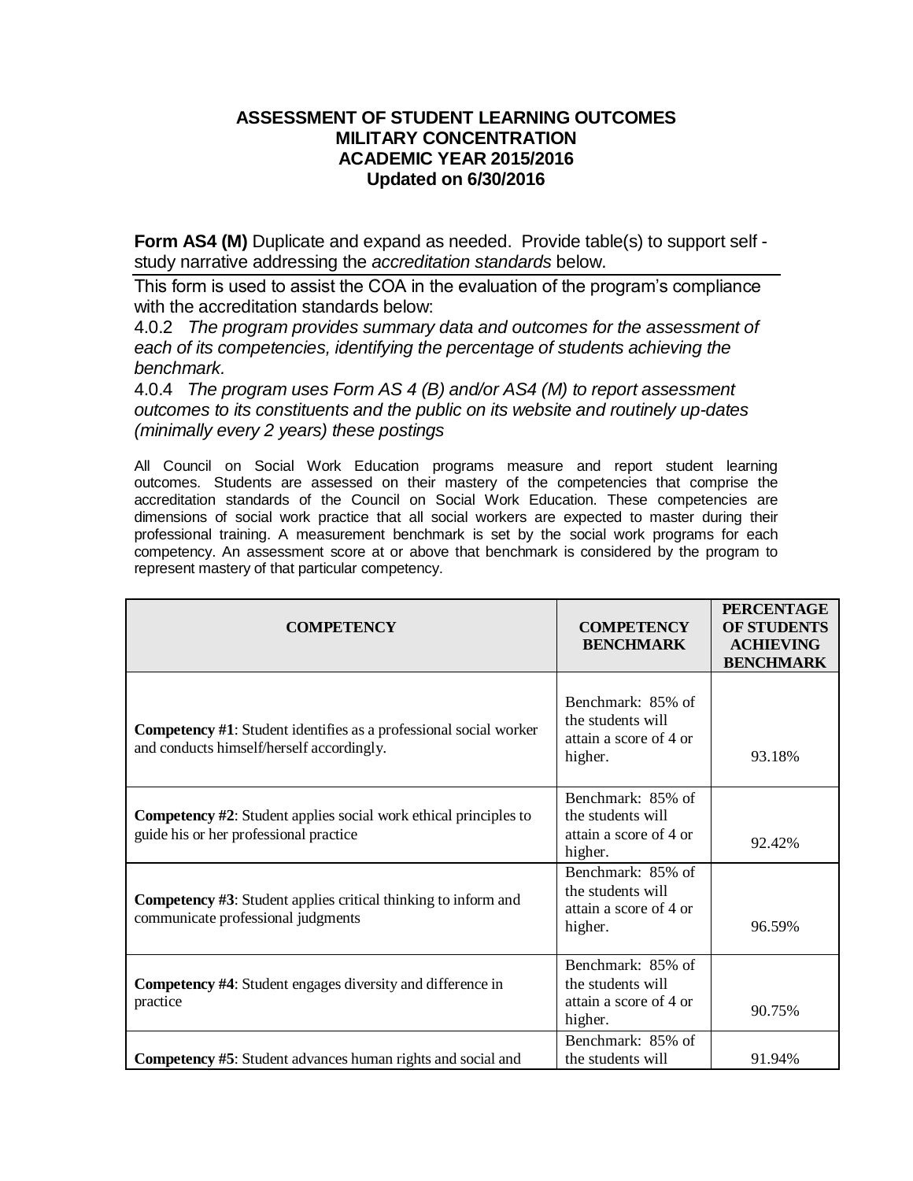**ASSESSMENT OF STUDENT LEARNING OUTCOMES**
**MILITARY CONCENTRATION**
**ACADEMIC YEAR 2015/2016**
**Updated on 6/30/2016**

**Form AS4 (M)** Duplicate and expand as needed. Provide table(s) to support self - study narrative addressing the *accreditation standards* below.

This form is used to assist the COA in the evaluation of the program's compliance with the accreditation standards below:

4.0.2 *The program provides summary data and outcomes for the assessment of each of its competencies, identifying the percentage of students achieving the benchmark.*

4.0.4 *The program uses Form AS 4 (B) and/or AS4 (M) to report assessment outcomes to its constituents and the public on its website and routinely up-dates (minimally every 2 years) these postings*

All Council on Social Work Education programs measure and report student learning outcomes. Students are assessed on their mastery of the competencies that comprise the accreditation standards of the Council on Social Work Education. These competencies are dimensions of social work practice that all social workers are expected to master during their professional training. A measurement benchmark is set by the social work programs for each competency. An assessment score at or above that benchmark is considered by the program to represent mastery of that particular competency.

| COMPETENCY | COMPETENCY BENCHMARK | PERCENTAGE OF STUDENTS ACHIEVING BENCHMARK |
|---|---|---|
| **Competency #1**: Student identifies as a professional social worker and conducts himself/herself accordingly. | Benchmark: 85% of the students will attain a score of 4 or higher. | 93.18% |
| **Competency #2**: Student applies social work ethical principles to guide his or her professional practice | Benchmark: 85% of the students will attain a score of 4 or higher. | 92.42% |
| **Competency #3**: Student applies critical thinking to inform and communicate professional judgments | Benchmark: 85% of the students will attain a score of 4 or higher. | 96.59% |
| **Competency #4**: Student engages diversity and difference in practice | Benchmark: 85% of the students will attain a score of 4 or higher. | 90.75% |
| **Competency #5**: Student advances human rights and social and | Benchmark: 85% of the students will | 91.94% |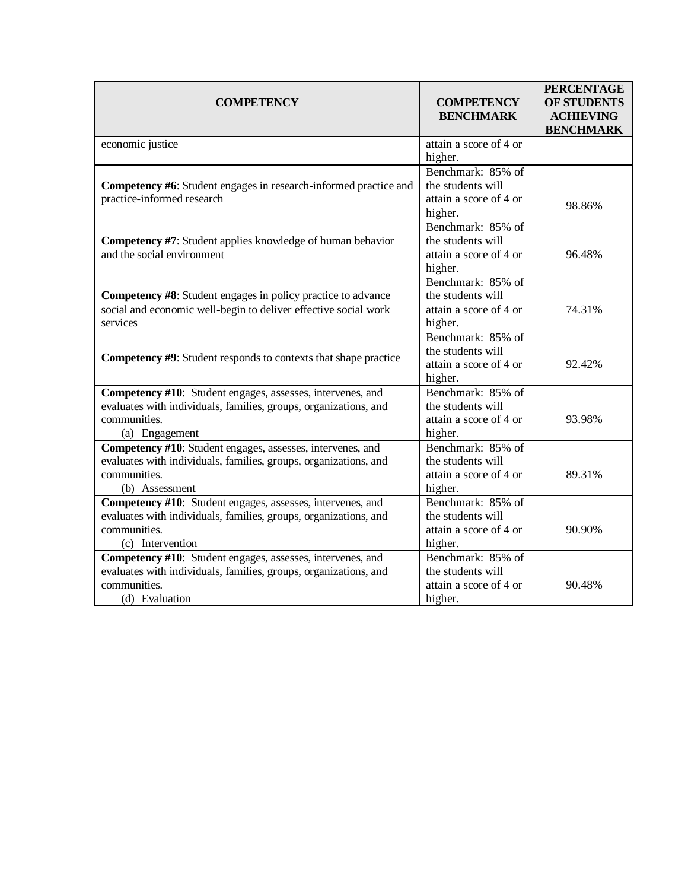| COMPETENCY | COMPETENCY BENCHMARK | PERCENTAGE OF STUDENTS ACHIEVING BENCHMARK |
|---|---|---|
| economic justice | attain a score of 4 or higher. | |
| **Competency #6**: Student engages in research-informed practice and practice-informed research | Benchmark: 85% of the students will attain a score of 4 or higher. | 98.86% |
| **Competency #7**: Student applies knowledge of human behavior and the social environment | Benchmark: 85% of the students will attain a score of 4 or higher. | 96.48% |
| **Competency #8**: Student engages in policy practice to advance social and economic well-begin to deliver effective social work services | Benchmark: 85% of the students will attain a score of 4 or higher. | 74.31% |
| **Competency #9**: Student responds to contexts that shape practice | Benchmark: 85% of the students will attain a score of 4 or higher. | 92.42% |
| **Competency #10**: Student engages, assesses, intervenes, and evaluates with individuals, families, groups, organizations, and communities. (a) Engagement | Benchmark: 85% of the students will attain a score of 4 or higher. | 93.98% |
| **Competency #10**: Student engages, assesses, intervenes, and evaluates with individuals, families, groups, organizations, and communities. (b) Assessment | Benchmark: 85% of the students will attain a score of 4 or higher. | 89.31% |
| **Competency #10**: Student engages, assesses, intervenes, and evaluates with individuals, families, groups, organizations, and communities. (c) Intervention | Benchmark: 85% of the students will attain a score of 4 or higher. | 90.90% |
| **Competency #10**: Student engages, assesses, intervenes, and evaluates with individuals, families, groups, organizations, and communities. (d) Evaluation | Benchmark: 85% of the students will attain a score of 4 or higher. | 90.48% |